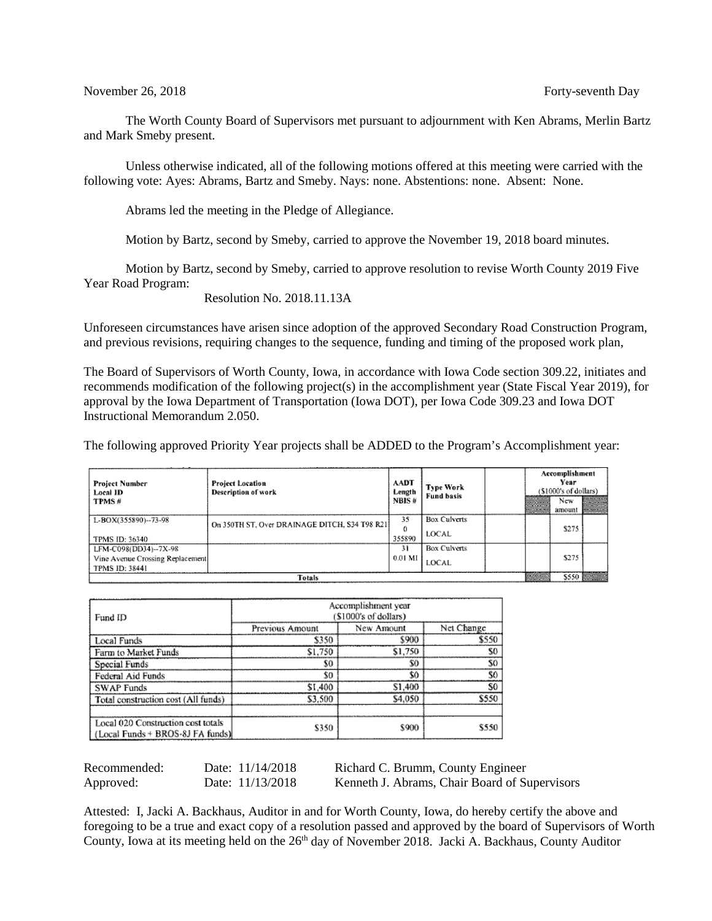November 26, 2018 Forty-seventh Day

The Worth County Board of Supervisors met pursuant to adjournment with Ken Abrams, Merlin Bartz and Mark Smeby present.

Unless otherwise indicated, all of the following motions offered at this meeting were carried with the following vote: Ayes: Abrams, Bartz and Smeby. Nays: none. Abstentions: none. Absent: None.

Abrams led the meeting in the Pledge of Allegiance.

Motion by Bartz, second by Smeby, carried to approve the November 19, 2018 board minutes.

Motion by Bartz, second by Smeby, carried to approve resolution to revise Worth County 2019 Five Year Road Program:

Resolution No. 2018.11.13A

Unforeseen circumstances have arisen since adoption of the approved Secondary Road Construction Program, and previous revisions, requiring changes to the sequence, funding and timing of the proposed work plan,

The Board of Supervisors of Worth County, Iowa, in accordance with Iowa Code section 309.22, initiates and recommends modification of the following project(s) in the accomplishment year (State Fiscal Year 2019), for approval by the Iowa Department of Transportation (Iowa DOT), per Iowa Code 309.23 and Iowa DOT Instructional Memorandum 2.050.

The following approved Priority Year projects shall be ADDED to the Program's Accomplishment year:

| Project Number<br>Local ID<br>TPMS # | Project Location<br>Description of work | AADT<br>Length<br>NBIS # | Type Work<br>Fund basis | | Accomplishment Year ($1000's of dollars) | | |
|---|---|---|---|---|---|---|---|
| | | | | | | New amount | |
| L-BOX(355890)--73-98<br>TPMS ID: 36340 | On 350TH ST, Over DRAINAGE DITCH, S34 T98 R21 | 35<br>0<br>355890 | Box Culverts<br>LOCAL | | | $275 | |
| LFM-C098(DD34)--7X-98<br>Vine Avenue Crossing Replacement<br>TPMS ID: 38441 | | 31<br>0.01 MI | Box Culverts<br>LOCAL | | | $275 | |
| Totals | | | | | | $550 | |

| Fund ID | Accomplishment year ($1000's of dollars) | | |
|---|---|---|---|
| | Previous Amount | New Amount | Net Change |
| Local Funds | $350 | $900 | $550 |
| Farm to Market Funds | $1,750 | $1,750 | $0 |
| Special Funds | $0 | $0 | $0 |
| Federal Aid Funds | $0 | $0 | $0 |
| SWAP Funds | $1,400 | $1,400 | $0 |
| Total construction cost (All funds) | $3,500 | $4,050 | $550 |
| | | | |
| Local 020 Construction cost totals (Local Funds + BROS-8J FA funds) | $350 | $900 | $550 |

Recommended: Date: 11/14/2018 Richard C. Brumm, County Engineer
Approved: Date: 11/13/2018 Kenneth J. Abrams, Chair Board of Supervisors

Attested: I, Jacki A. Backhaus, Auditor in and for Worth County, Iowa, do hereby certify the above and foregoing to be a true and exact copy of a resolution passed and approved by the board of Supervisors of Worth County, Iowa at its meeting held on the 26th day of November 2018. Jacki A. Backhaus, County Auditor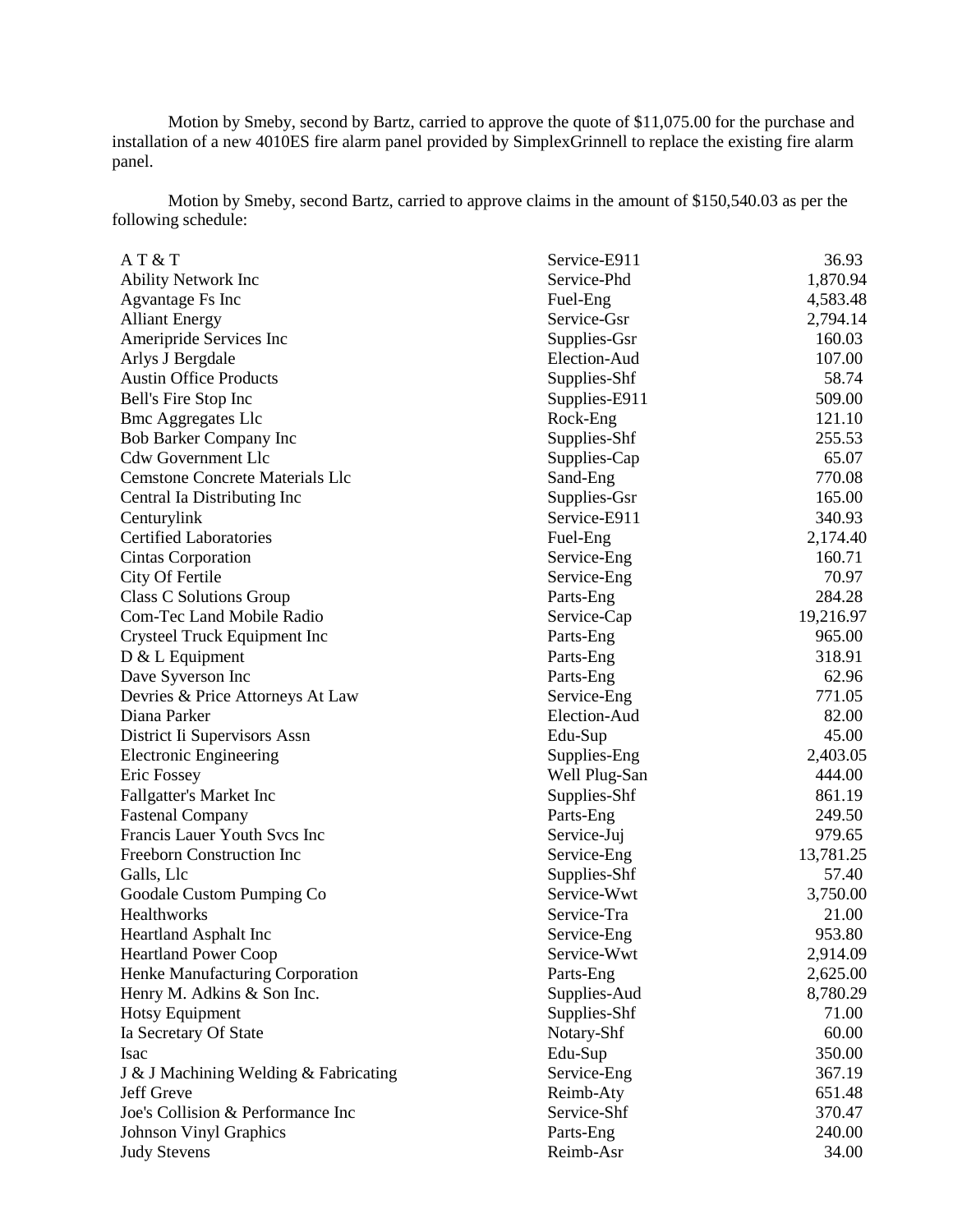Motion by Smeby, second by Bartz, carried to approve the quote of $11,075.00 for the purchase and installation of a new 4010ES fire alarm panel provided by SimplexGrinnell to replace the existing fire alarm panel.

Motion by Smeby, second Bartz, carried to approve claims in the amount of $150,540.03 as per the following schedule:

| | | |
|---|---|---|
| A T & T | Service-E911 | 36.93 |
| Ability Network Inc | Service-Phd | 1,870.94 |
| Agvantage Fs Inc | Fuel-Eng | 4,583.48 |
| Alliant Energy | Service-Gsr | 2,794.14 |
| Ameripride Services Inc | Supplies-Gsr | 160.03 |
| Arlys J Bergdale | Election-Aud | 107.00 |
| Austin Office Products | Supplies-Shf | 58.74 |
| Bell's Fire Stop Inc | Supplies-E911 | 509.00 |
| Bmc Aggregates Llc | Rock-Eng | 121.10 |
| Bob Barker Company Inc | Supplies-Shf | 255.53 |
| Cdw Government Llc | Supplies-Cap | 65.07 |
| Cemstone Concrete Materials Llc | Sand-Eng | 770.08 |
| Central Ia Distributing Inc | Supplies-Gsr | 165.00 |
| Centurylink | Service-E911 | 340.93 |
| Certified Laboratories | Fuel-Eng | 2,174.40 |
| Cintas Corporation | Service-Eng | 160.71 |
| City Of Fertile | Service-Eng | 70.97 |
| Class C Solutions Group | Parts-Eng | 284.28 |
| Com-Tec Land Mobile Radio | Service-Cap | 19,216.97 |
| Crysteel Truck Equipment Inc | Parts-Eng | 965.00 |
| D & L Equipment | Parts-Eng | 318.91 |
| Dave Syverson Inc | Parts-Eng | 62.96 |
| Devries & Price Attorneys At Law | Service-Eng | 771.05 |
| Diana Parker | Election-Aud | 82.00 |
| District Ii Supervisors Assn | Edu-Sup | 45.00 |
| Electronic Engineering | Supplies-Eng | 2,403.05 |
| Eric Fossey | Well Plug-San | 444.00 |
| Fallgatter's Market Inc | Supplies-Shf | 861.19 |
| Fastenal Company | Parts-Eng | 249.50 |
| Francis Lauer Youth Svcs Inc | Service-Juj | 979.65 |
| Freeborn Construction Inc | Service-Eng | 13,781.25 |
| Galls, Llc | Supplies-Shf | 57.40 |
| Goodale Custom Pumping Co | Service-Wwt | 3,750.00 |
| Healthworks | Service-Tra | 21.00 |
| Heartland Asphalt Inc | Service-Eng | 953.80 |
| Heartland Power Coop | Service-Wwt | 2,914.09 |
| Henke Manufacturing Corporation | Parts-Eng | 2,625.00 |
| Henry M. Adkins & Son Inc. | Supplies-Aud | 8,780.29 |
| Hotsy Equipment | Supplies-Shf | 71.00 |
| Ia Secretary Of State | Notary-Shf | 60.00 |
| Isac | Edu-Sup | 350.00 |
| J & J Machining Welding & Fabricating | Service-Eng | 367.19 |
| Jeff Greve | Reimb-Aty | 651.48 |
| Joe's Collision & Performance Inc | Service-Shf | 370.47 |
| Johnson Vinyl Graphics | Parts-Eng | 240.00 |
| Judy Stevens | Reimb-Asr | 34.00 |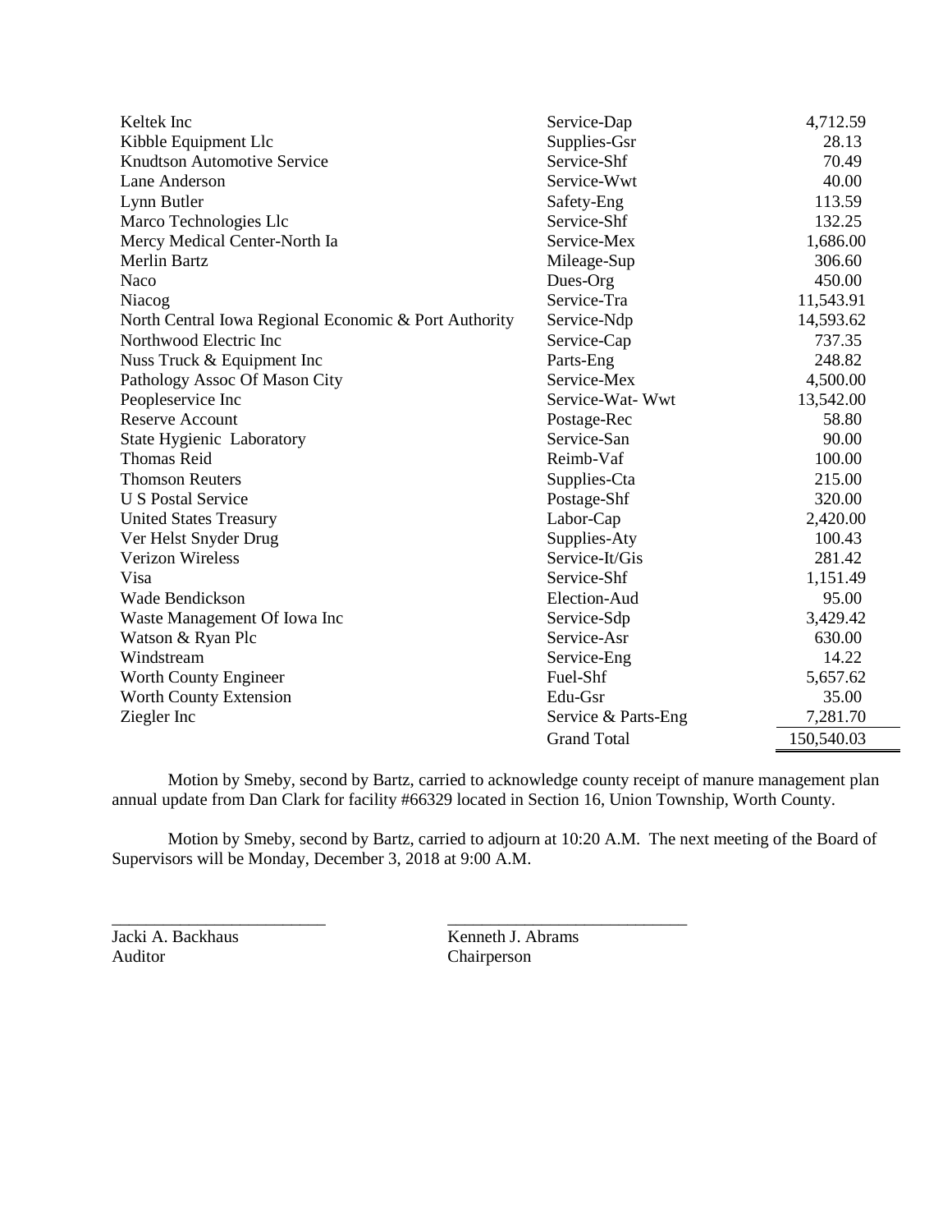| | | |
|---|---|---|
| Keltek Inc | Service-Dap | 4,712.59 |
| Kibble Equipment Llc | Supplies-Gsr | 28.13 |
| Knudtson Automotive Service | Service-Shf | 70.49 |
| Lane Anderson | Service-Wwt | 40.00 |
| Lynn Butler | Safety-Eng | 113.59 |
| Marco Technologies Llc | Service-Shf | 132.25 |
| Mercy Medical Center-North Ia | Service-Mex | 1,686.00 |
| Merlin Bartz | Mileage-Sup | 306.60 |
| Naco | Dues-Org | 450.00 |
| Niacog | Service-Tra | 11,543.91 |
| North Central Iowa Regional Economic & Port Authority | Service-Ndp | 14,593.62 |
| Northwood Electric Inc | Service-Cap | 737.35 |
| Nuss Truck & Equipment Inc | Parts-Eng | 248.82 |
| Pathology Assoc Of Mason City | Service-Mex | 4,500.00 |
| Peopleservice Inc | Service-Wat- Wwt | 13,542.00 |
| Reserve Account | Postage-Rec | 58.80 |
| State Hygienic Laboratory | Service-San | 90.00 |
| Thomas Reid | Reimb-Vaf | 100.00 |
| Thomson Reuters | Supplies-Cta | 215.00 |
| U S Postal Service | Postage-Shf | 320.00 |
| United States Treasury | Labor-Cap | 2,420.00 |
| Ver Helst Snyder Drug | Supplies-Aty | 100.43 |
| Verizon Wireless | Service-It/Gis | 281.42 |
| Visa | Service-Shf | 1,151.49 |
| Wade Bendickson | Election-Aud | 95.00 |
| Waste Management Of Iowa Inc | Service-Sdp | 3,429.42 |
| Watson & Ryan Plc | Service-Asr | 630.00 |
| Windstream | Service-Eng | 14.22 |
| Worth County Engineer | Fuel-Shf | 5,657.62 |
| Worth County Extension | Edu-Gsr | 35.00 |
| Ziegler Inc | Service & Parts-Eng | 7,281.70 |
| | Grand Total | 150,540.03 |

Motion by Smeby, second by Bartz, carried to acknowledge county receipt of manure management plan annual update from Dan Clark for facility #66329 located in Section 16, Union Township, Worth County.

Motion by Smeby, second by Bartz, carried to adjourn at 10:20 A.M. The next meeting of the Board of Supervisors will be Monday, December 3, 2018 at 9:00 A.M.

\_\_\_\_\_\_\_\_\_\_\_\_\_\_\_\_\_\_\_\_\_\_\_\_\_\_ \_\_\_\_\_\_\_\_\_\_\_\_\_\_\_\_\_\_\_\_\_\_\_\_\_\_\_\_\_

Jacki A. Backhaus
Auditor

Kenneth J. Abrams
Chairperson